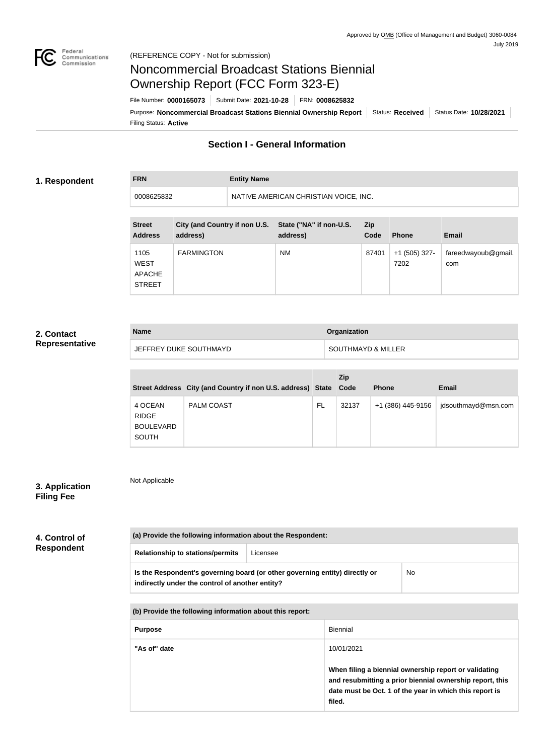Approved by OMB (Office of Management and Budget) 3060-0084
July 2019

(REFERENCE COPY - Not for submission)

# Noncommercial Broadcast Stations Biennial Ownership Report (FCC Form 323-E)

File Number: **0000165073** | Submit Date: **2021-10-28** | FRN: **0008625832**

Purpose: **Noncommercial Broadcast Stations Biennial Ownership Report** | Status: **Received** | Status Date: **10/28/2021**

Filing Status: **Active**

## Section I - General Information

### 1. Respondent

| FRN | Entity Name |
|---|---|
| 0008625832 | NATIVE AMERICAN CHRISTIAN VOICE, INC. |

| Street Address | City (and Country if non U.S. address) | State ("NA" if non-U.S. address) | Zip Code | Phone | Email |
|---|---|---|---|---|---|
| 1105 WEST APACHE STREET | FARMINGTON | NM | 87401 | +1 (505) 327-7202 | fareedwayoub@gmail.com |

### 2. Contact Representative

| Name | Organization |
|---|---|
| JEFFREY DUKE SOUTHMAYD | SOUTHMAYD & MILLER |

| Street Address | City (and Country if non U.S. address) | State | Zip Code | Phone | Email |
|---|---|---|---|---|---|
| 4 OCEAN RIDGE BOULEVARD SOUTH | PALM COAST | FL | 32137 | +1 (386) 445-9156 | jdsouthmayd@msn.com |

### 3. Application Filing Fee

Not Applicable

### 4. Control of Respondent

| (a) Provide the following information about the Respondent: | |
|---|---|
| Relationship to stations/permits | Licensee |
| **Is the Respondent's governing board (or other governing entity) directly or indirectly under the control of another entity?** | No |

| (b) Provide the following information about this report: | |
|---|---|
| **Purpose** | Biennial |
| **"As of" date** | 10/01/2021<br><br>**When filing a biennial ownership report or validating and resubmitting a prior biennial ownership report, this date must be Oct. 1 of the year in which this report is filed.** |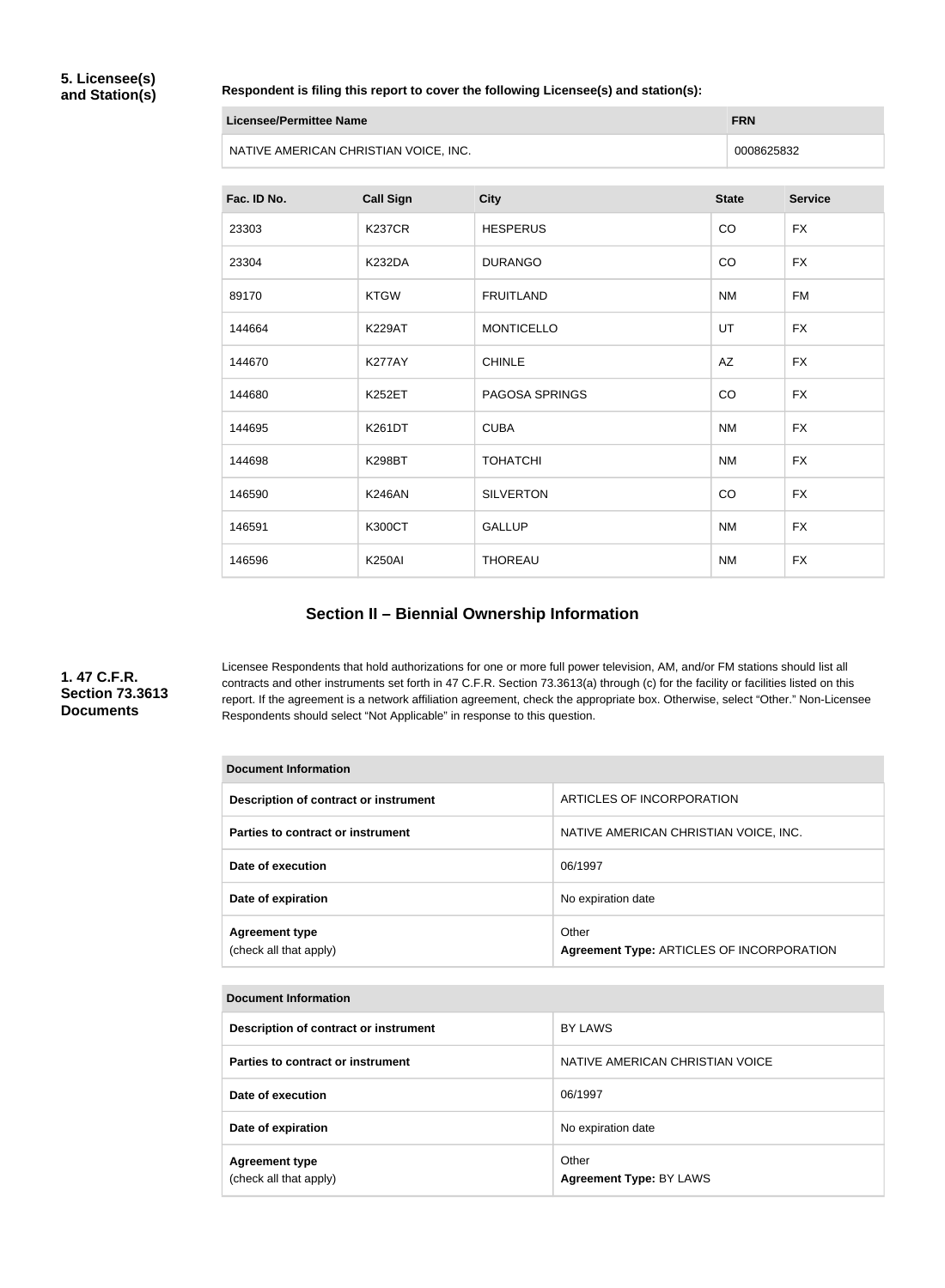**5. Licensee(s) and Station(s)**

**Respondent is filing this report to cover the following Licensee(s) and station(s):**

| Licensee/Permittee Name | FRN |
| --- | --- |
| NATIVE AMERICAN CHRISTIAN VOICE, INC. | 0008625832 |

| Fac. ID No. | Call Sign | City | State | Service |
| --- | --- | --- | --- | --- |
| 23303 | K237CR | HESPERUS | CO | FX |
| 23304 | K232DA | DURANGO | CO | FX |
| 89170 | KTGW | FRUITLAND | NM | FM |
| 144664 | K229AT | MONTICELLO | UT | FX |
| 144670 | K277AY | CHINLE | AZ | FX |
| 144680 | K252ET | PAGOSA SPRINGS | CO | FX |
| 144695 | K261DT | CUBA | NM | FX |
| 144698 | K298BT | TOHATCHI | NM | FX |
| 146590 | K246AN | SILVERTON | CO | FX |
| 146591 | K300CT | GALLUP | NM | FX |
| 146596 | K250AI | THOREAU | NM | FX |

## Section II – Biennial Ownership Information

**1. 47 C.F.R. Section 73.3613 Documents**

Licensee Respondents that hold authorizations for one or more full power television, AM, and/or FM stations should list all contracts and other instruments set forth in 47 C.F.R. Section 73.3613(a) through (c) for the facility or facilities listed on this report. If the agreement is a network affiliation agreement, check the appropriate box. Otherwise, select "Other." Non-Licensee Respondents should select "Not Applicable" in response to this question.

| Document Information | |
| --- | --- |
| Description of contract or instrument | ARTICLES OF INCORPORATION |
| Parties to contract or instrument | NATIVE AMERICAN CHRISTIAN VOICE, INC. |
| Date of execution | 06/1997 |
| Date of expiration | No expiration date |
| Agreement type (check all that apply) | Other **Agreement Type:** ARTICLES OF INCORPORATION |

| Document Information | |
| --- | --- |
| Description of contract or instrument | BY LAWS |
| Parties to contract or instrument | NATIVE AMERICAN CHRISTIAN VOICE |
| Date of execution | 06/1997 |
| Date of expiration | No expiration date |
| Agreement type (check all that apply) | Other **Agreement Type:** BY LAWS |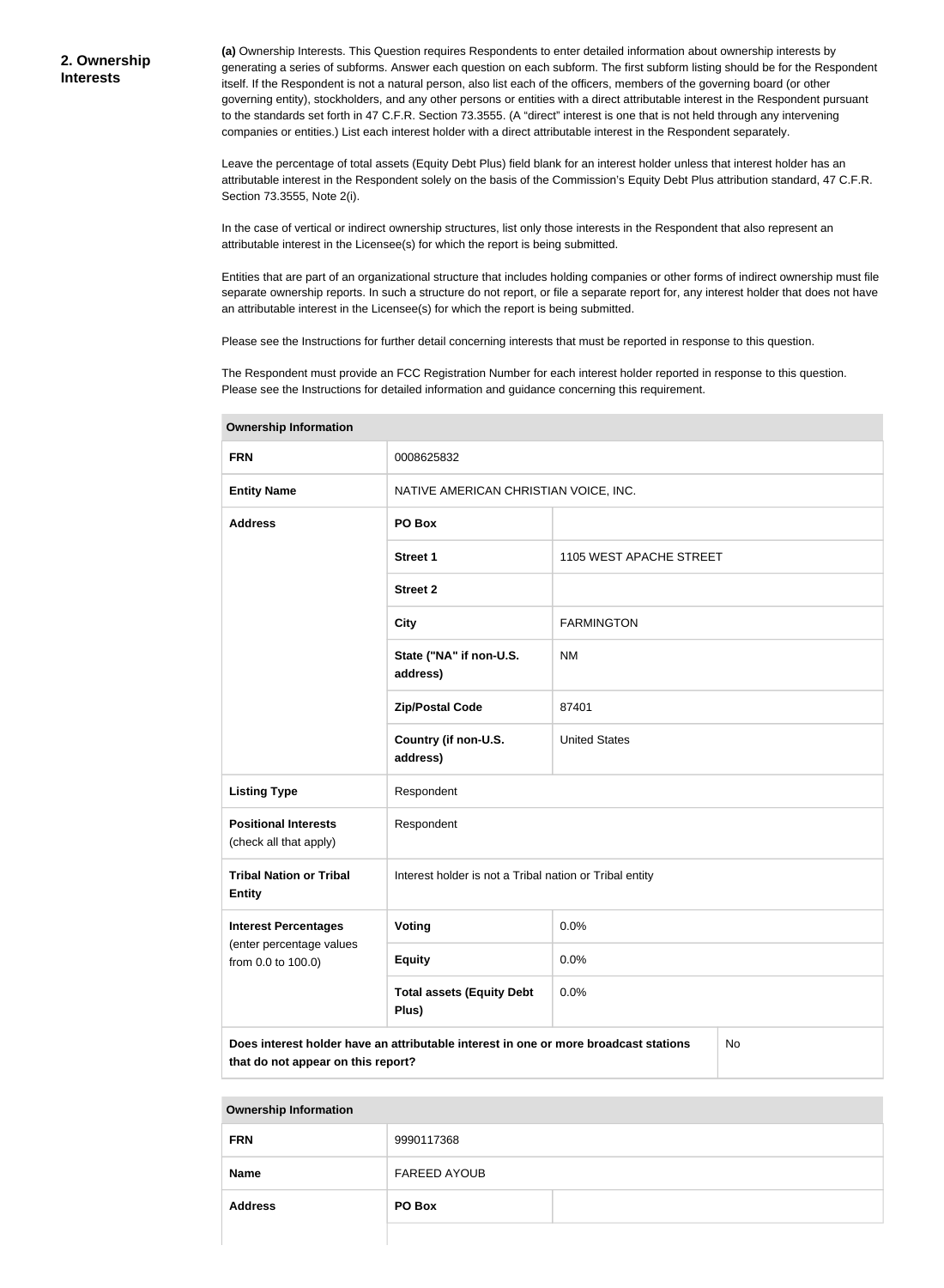## 2. Ownership Interests

**(a)** Ownership Interests. This Question requires Respondents to enter detailed information about ownership interests by generating a series of subforms. Answer each question on each subform. The first subform listing should be for the Respondent itself. If the Respondent is not a natural person, also list each of the officers, members of the governing board (or other governing entity), stockholders, and any other persons or entities with a direct attributable interest in the Respondent pursuant to the standards set forth in 47 C.F.R. Section 73.3555. (A "direct" interest is one that is not held through any intervening companies or entities.) List each interest holder with a direct attributable interest in the Respondent separately.

Leave the percentage of total assets (Equity Debt Plus) field blank for an interest holder unless that interest holder has an attributable interest in the Respondent solely on the basis of the Commission's Equity Debt Plus attribution standard, 47 C.F.R. Section 73.3555, Note 2(i).

In the case of vertical or indirect ownership structures, list only those interests in the Respondent that also represent an attributable interest in the Licensee(s) for which the report is being submitted.

Entities that are part of an organizational structure that includes holding companies or other forms of indirect ownership must file separate ownership reports. In such a structure do not report, or file a separate report for, any interest holder that does not have an attributable interest in the Licensee(s) for which the report is being submitted.

Please see the Instructions for further detail concerning interests that must be reported in response to this question.

The Respondent must provide an FCC Registration Number for each interest holder reported in response to this question. Please see the Instructions for detailed information and guidance concerning this requirement.

| Ownership Information | | |
|---|---|---|
| **FRN** | 0008625832 | |
| **Entity Name** | NATIVE AMERICAN CHRISTIAN VOICE, INC. | |
| **Address** | **PO Box** | |
| | **Street 1** | 1105 WEST APACHE STREET |
| | **Street 2** | |
| | **City** | FARMINGTON |
| | **State ("NA" if non-U.S. address)** | NM |
| | **Zip/Postal Code** | 87401 |
| | **Country (if non-U.S. address)** | United States |
| **Listing Type** | Respondent | |
| **Positional Interests** (check all that apply) | Respondent | |
| **Tribal Nation or Tribal Entity** | Interest holder is not a Tribal nation or Tribal entity | |
| **Interest Percentages** (enter percentage values from 0.0 to 100.0) | **Voting** | 0.0% |
| | **Equity** | 0.0% |
| | **Total assets (Equity Debt Plus)** | 0.0% |
| **Does interest holder have an attributable interest in one or more broadcast stations that do not appear on this report?** | | No |

| Ownership Information | | |
|---|---|---|
| **FRN** | 9990117368 | |
| **Name** | FAREED AYOUB | |
| **Address** | **PO Box** | |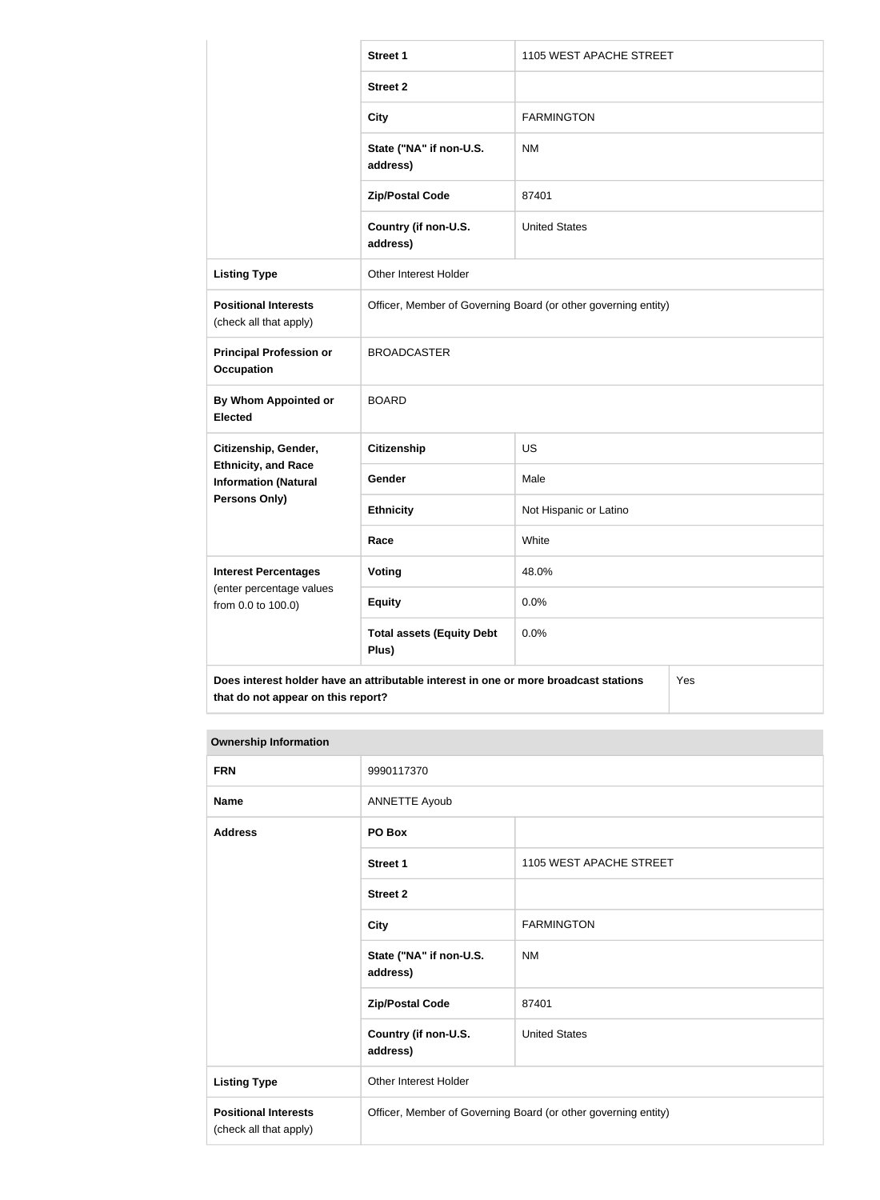| | | |
|---|---|---|
| | **Street 1** | 1105 WEST APACHE STREET |
| | **Street 2** | |
| | **City** | FARMINGTON |
| | **State ("NA" if non-U.S. address)** | NM |
| | **Zip/Postal Code** | 87401 |
| | **Country (if non-U.S. address)** | United States |
| **Listing Type** | Other Interest Holder | |
| **Positional Interests** (check all that apply) | Officer, Member of Governing Board (or other governing entity) | |
| **Principal Profession or Occupation** | BROADCASTER | |
| **By Whom Appointed or Elected** | BOARD | |
| **Citizenship, Gender, Ethnicity, and Race Information (Natural Persons Only)** | **Citizenship** | US |
| | **Gender** | Male |
| | **Ethnicity** | Not Hispanic or Latino |
| | **Race** | White |
| **Interest Percentages** (enter percentage values from 0.0 to 100.0) | **Voting** | 48.0% |
| | **Equity** | 0.0% |
| | **Total assets (Equity Debt Plus)** | 0.0% |
| **Does interest holder have an attributable interest in one or more broadcast stations that do not appear on this report?** | | Yes |

| **Ownership Information** | | |
|---|---|---|
| **FRN** | 9990117370 | |
| **Name** | ANNETTE Ayoub | |
| **Address** | **PO Box** | |
| | **Street 1** | 1105 WEST APACHE STREET |
| | **Street 2** | |
| | **City** | FARMINGTON |
| | **State ("NA" if non-U.S. address)** | NM |
| | **Zip/Postal Code** | 87401 |
| | **Country (if non-U.S. address)** | United States |
| **Listing Type** | Other Interest Holder | |
| **Positional Interests** (check all that apply) | Officer, Member of Governing Board (or other governing entity) | |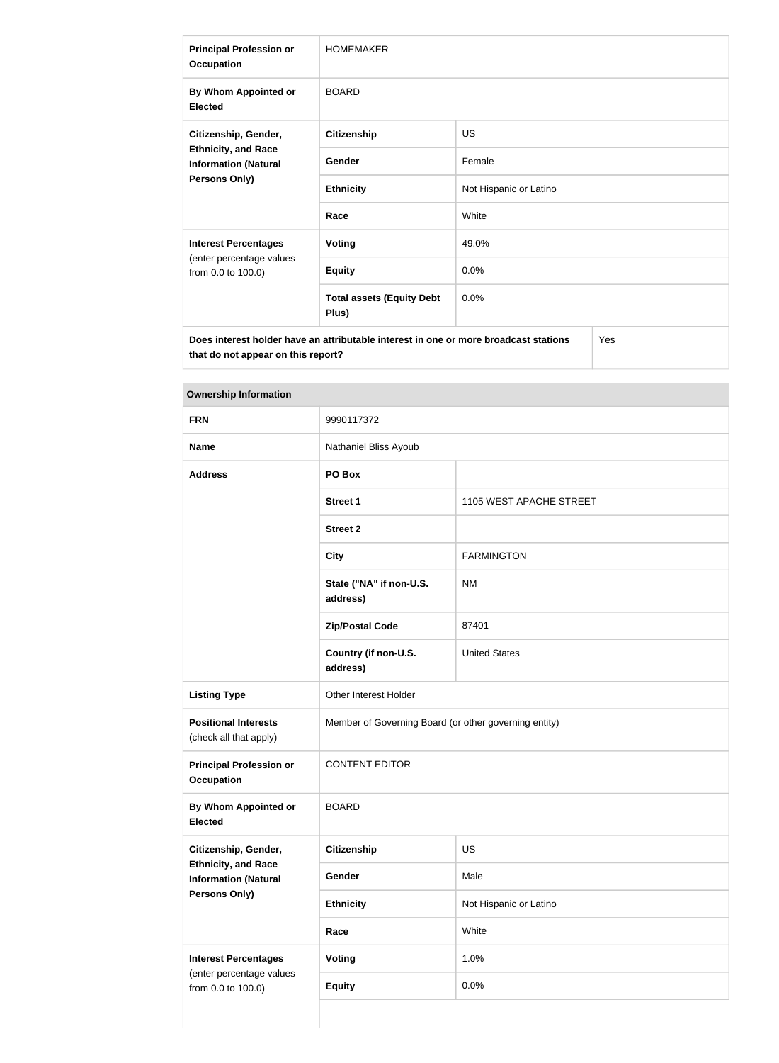| | | |
|---|---|---|
| **Principal Profession or Occupation** | HOMEMAKER | |
| **By Whom Appointed or Elected** | BOARD | |
| **Citizenship, Gender, Ethnicity, and Race Information (Natural Persons Only)** | **Citizenship** | US |
| | **Gender** | Female |
| | **Ethnicity** | Not Hispanic or Latino |
| | **Race** | White |
| **Interest Percentages** (enter percentage values from 0.0 to 100.0) | **Voting** | 49.0% |
| | **Equity** | 0.0% |
| | **Total assets (Equity Debt Plus)** | 0.0% |
| **Does interest holder have an attributable interest in one or more broadcast stations that do not appear on this report?** | | Yes |

| **Ownership Information** | | |
|---|---|---|
| **FRN** | 9990117372 | |
| **Name** | Nathaniel Bliss Ayoub | |
| **Address** | **PO Box** | |
| | **Street 1** | 1105 WEST APACHE STREET |
| | **Street 2** | |
| | **City** | FARMINGTON |
| | **State ("NA" if non-U.S. address)** | NM |
| | **Zip/Postal Code** | 87401 |
| | **Country (if non-U.S. address)** | United States |
| **Listing Type** | Other Interest Holder | |
| **Positional Interests** (check all that apply) | Member of Governing Board (or other governing entity) | |
| **Principal Profession or Occupation** | CONTENT EDITOR | |
| **By Whom Appointed or Elected** | BOARD | |
| **Citizenship, Gender, Ethnicity, and Race Information (Natural Persons Only)** | **Citizenship** | US |
| | **Gender** | Male |
| | **Ethnicity** | Not Hispanic or Latino |
| | **Race** | White |
| **Interest Percentages** (enter percentage values from 0.0 to 100.0) | **Voting** | 1.0% |
| | **Equity** | 0.0% |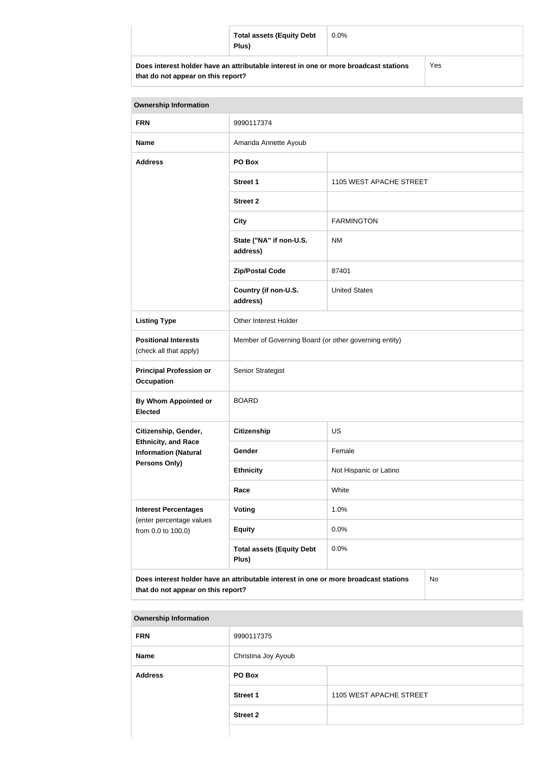| | Total assets (Equity Debt Plus) | 0.0% |
|---|---|---|
| **Does interest holder have an attributable interest in one or more broadcast stations that do not appear on this report?** | | Yes |

| Ownership Information | | |
|---|---|---|
| **FRN** | 9990117374 | |
| **Name** | Amanda Annette Ayoub | |
| **Address** | **PO Box** | |
| | **Street 1** | 1105 WEST APACHE STREET |
| | **Street 2** | |
| | **City** | FARMINGTON |
| | **State ("NA" if non-U.S. address)** | NM |
| | **Zip/Postal Code** | 87401 |
| | **Country (if non-U.S. address)** | United States |
| **Listing Type** | Other Interest Holder | |
| **Positional Interests** (check all that apply) | Member of Governing Board (or other governing entity) | |
| **Principal Profession or Occupation** | Senior Strategist | |
| **By Whom Appointed or Elected** | BOARD | |
| **Citizenship, Gender, Ethnicity, and Race Information (Natural Persons Only)** | **Citizenship** | US |
| | **Gender** | Female |
| | **Ethnicity** | Not Hispanic or Latino |
| | **Race** | White |
| **Interest Percentages** (enter percentage values from 0.0 to 100.0) | **Voting** | 1.0% |
| | **Equity** | 0.0% |
| | **Total assets (Equity Debt Plus)** | 0.0% |
| **Does interest holder have an attributable interest in one or more broadcast stations that do not appear on this report?** | | No |

| Ownership Information | | |
|---|---|---|
| **FRN** | 9990117375 | |
| **Name** | Christina Joy Ayoub | |
| **Address** | **PO Box** | |
| | **Street 1** | 1105 WEST APACHE STREET |
| | **Street 2** | |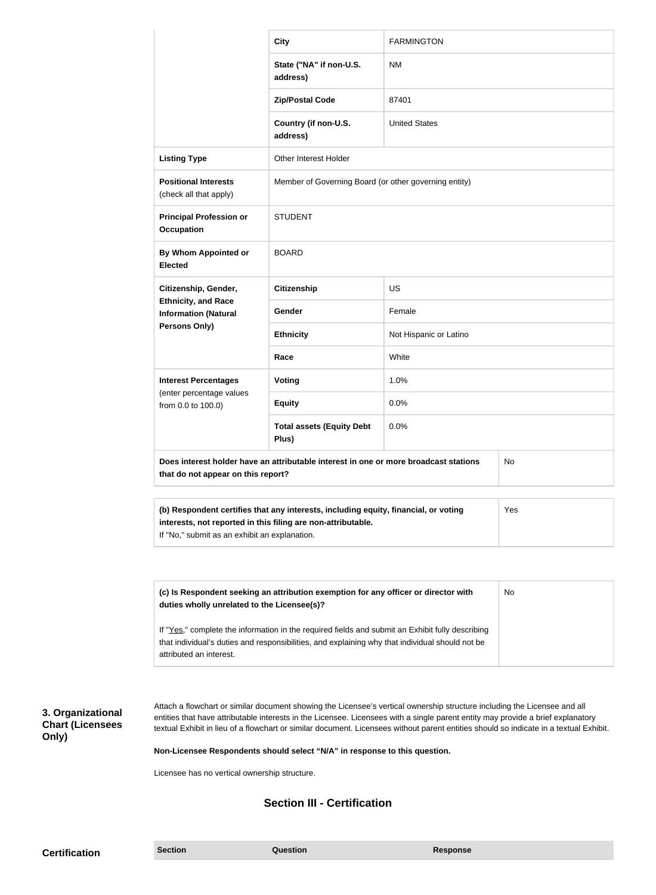| | | |
|---|---|---|
| | City | FARMINGTON |
| | State ("NA" if non-U.S. address) | NM |
| | Zip/Postal Code | 87401 |
| | Country (if non-U.S. address) | United States |
| **Listing Type** | Other Interest Holder | |
| **Positional Interests** (check all that apply) | Member of Governing Board (or other governing entity) | |
| **Principal Profession or Occupation** | STUDENT | |
| **By Whom Appointed or Elected** | BOARD | |
| **Citizenship, Gender, Ethnicity, and Race Information (Natural Persons Only)** | **Citizenship** | US |
| | **Gender** | Female |
| | **Ethnicity** | Not Hispanic or Latino |
| | **Race** | White |
| **Interest Percentages** (enter percentage values from 0.0 to 100.0) | **Voting** | 1.0% |
| | **Equity** | 0.0% |
| | **Total assets (Equity Debt Plus)** | 0.0% |
| **Does interest holder have an attributable interest in one or more broadcast stations that do not appear on this report?** | | No |

| | |
|---|---|
| **(b) Respondent certifies that any interests, including equity, financial, or voting interests, not reported in this filing are non-attributable.** If "No," submit as an exhibit an explanation. | Yes |

| | |
|---|---|
| **(c) Is Respondent seeking an attribution exemption for any officer or director with duties wholly unrelated to the Licensee(s)?** If "Yes," complete the information in the required fields and submit an Exhibit fully describing that individual's duties and responsibilities, and explaining why that individual should not be attributed an interest. | No |

**3. Organizational Chart (Licensees Only)**

Attach a flowchart or similar document showing the Licensee's vertical ownership structure including the Licensee and all entities that have attributable interests in the Licensee. Licensees with a single parent entity may provide a brief explanatory textual Exhibit in lieu of a flowchart or similar document. Licensees without parent entities should so indicate in a textual Exhibit.

**Non-Licensee Respondents should select "N/A" in response to this question.**

Licensee has no vertical ownership structure.

## Section III - Certification

**Certification**

| Section | Question | Response |
|---|---|---|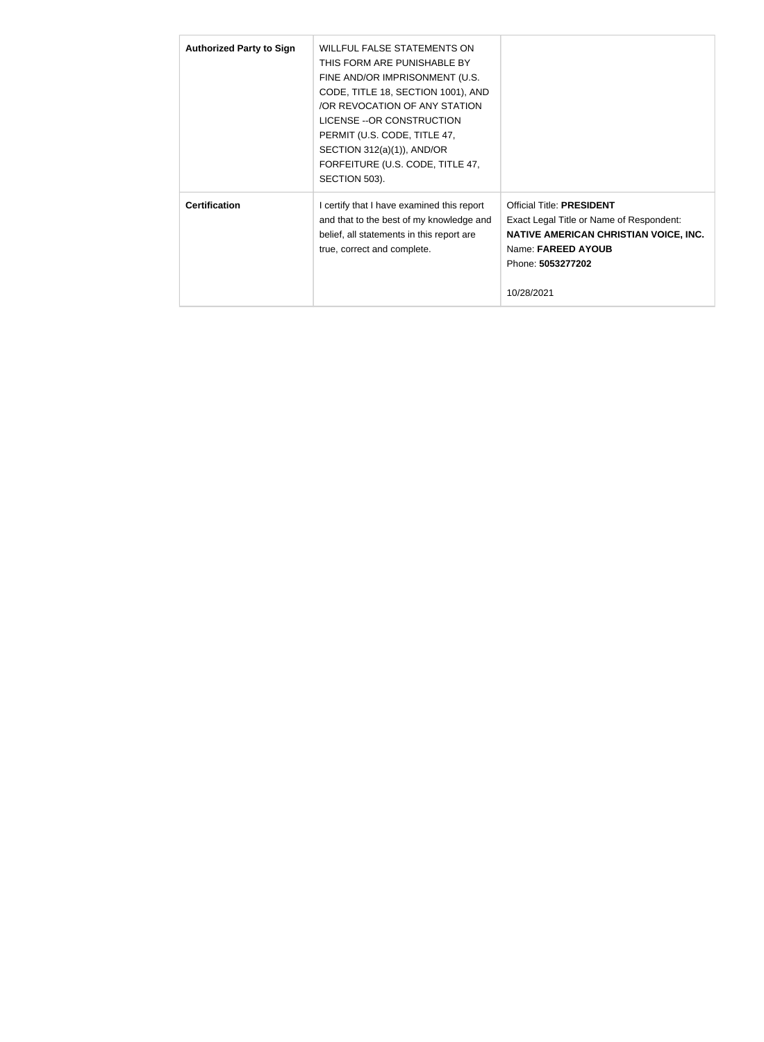| | | |
|---|---|---|
| **Authorized Party to Sign** | WILLFUL FALSE STATEMENTS ON THIS FORM ARE PUNISHABLE BY FINE AND/OR IMPRISONMENT (U.S. CODE, TITLE 18, SECTION 1001), AND /OR REVOCATION OF ANY STATION LICENSE --OR CONSTRUCTION PERMIT (U.S. CODE, TITLE 47, SECTION 312(a)(1)), AND/OR FORFEITURE (U.S. CODE, TITLE 47, SECTION 503). | |
| **Certification** | I certify that I have examined this report and that to the best of my knowledge and belief, all statements in this report are true, correct and complete. | Official Title: **PRESIDENT**<br>Exact Legal Title or Name of Respondent: **NATIVE AMERICAN CHRISTIAN VOICE, INC.**<br>Name: **FAREED AYOUB**<br>Phone: **5053277202**<br><br>10/28/2021 |